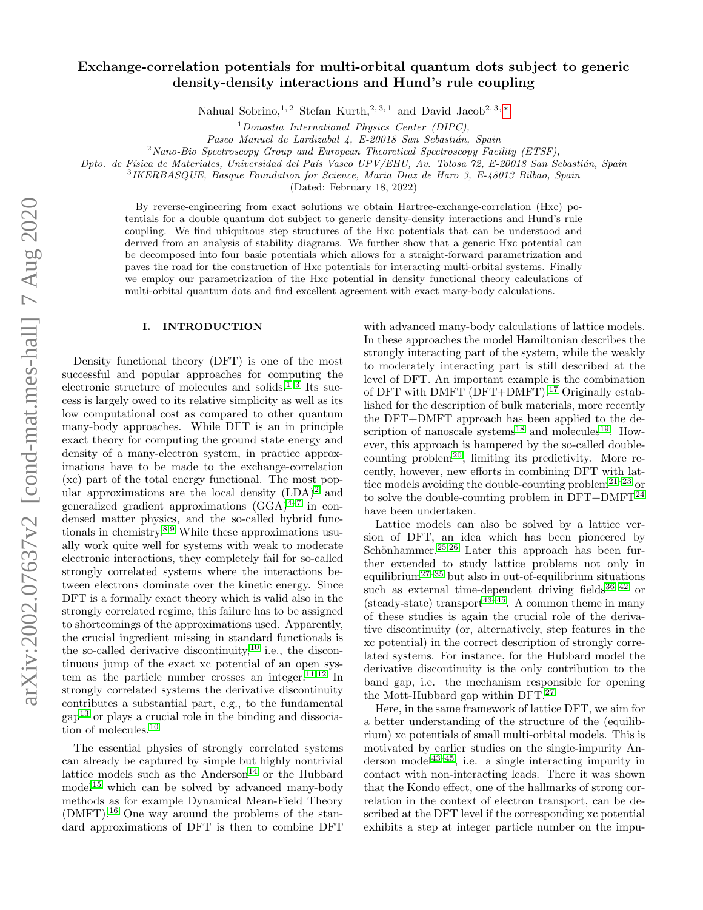# Exchange-correlation potentials for multi-orbital quantum dots subject to generic density-density interactions and Hund's rule coupling

Nahual Sobrino,[1,2] Stefan Kurth,[2,3,1] and David Jacob[2,3,*]

[1] *Donostia International Physics Center (DIPC), Paseo Manuel de Lardizabal 4, E-20018 San Sebastián, Spain*

[2] *Nano-Bio Spectroscopy Group and European Theoretical Spectroscopy Facility (ETSF), Dpto. de Física de Materiales, Universidad del País Vasco UPV/EHU, Av. Tolosa 72, E-20018 San Sebastián, Spain*

[3] *IKERBASQUE, Basque Foundation for Science, Maria Diaz de Haro 3, E-48013 Bilbao, Spain*

(Dated: February 18, 2022)

By reverse-engineering from exact solutions we obtain Hartree-exchange-correlation (Hxc) potentials for a double quantum dot subject to generic density-density interactions and Hund's rule coupling. We find ubiquitous step structures of the Hxc potentials that can be understood and derived from an analysis of stability diagrams. We further show that a generic Hxc potential can be decomposed into four basic potentials which allows for a straight-forward parametrization and paves the road for the construction of Hxc potentials for interacting multi-orbital systems. Finally we employ our parametrization of the Hxc potential in density functional theory calculations of multi-orbital quantum dots and find excellent agreement with exact many-body calculations.

## I. INTRODUCTION

Density functional theory (DFT) is one of the most successful and popular approaches for computing the electronic structure of molecules and solids.[1–3] Its success is largely owed to its relative simplicity as well as its low computational cost as compared to other quantum many-body approaches. While DFT is an in principle exact theory for computing the ground state energy and density of a many-electron system, in practice approximations have to be made to the exchange-correlation (xc) part of the total energy functional. The most popular approximations are the local density (LDA)[2] and generalized gradient approximations (GGA)[4–7] in condensed matter physics, and the so-called hybrid functionals in chemistry.[8,9] While these approximations usually work quite well for systems with weak to moderate electronic interactions, they completely fail for so-called strongly correlated systems where the interactions between electrons dominate over the kinetic energy. Since DFT is a formally exact theory which is valid also in the strongly correlated regime, this failure has to be assigned to shortcomings of the approximations used. Apparently, the crucial ingredient missing in standard functionals is the so-called derivative discontinuity,[10] i.e., the discontinuous jump of the exact xc potential of an open system as the particle number crosses an integer.[11,12] In strongly correlated systems the derivative discontinuity contributes a substantial part, e.g., to the fundamental gap[13] or plays a crucial role in the binding and dissociation of molecules.[10]

The essential physics of strongly correlated systems can already be captured by simple but highly nontrivial lattice models such as the Anderson[14] or the Hubbard model[15] which can be solved by advanced many-body methods as for example Dynamical Mean-Field Theory (DMFT).[16] One way around the problems of the standard approximations of DFT is then to combine DFT with advanced many-body calculations of lattice models. In these approaches the model Hamiltonian describes the strongly interacting part of the system, while the weakly to moderately interacting part is still described at the level of DFT. An important example is the combination of DFT with DMFT (DFT+DMFT).[17] Originally established for the description of bulk materials, more recently the DFT+DMFT approach has been applied to the description of nanoscale systems[18] and molecules[19]. However, this approach is hampered by the so-called double-counting problem[20], limiting its predictivity. More recently, however, new efforts in combining DFT with lattice models avoiding the double-counting problem[21–23] or to solve the double-counting problem in DFT+DMFT[24] have been undertaken.

Lattice models can also be solved by a lattice version of DFT, an idea which has been pioneered by Schönhammer.[25,26] Later this approach has been further extended to study lattice problems not only in equilibrium[27–35] but also in out-of-equilibrium situations such as external time-dependent driving fields[36–42] or (steady-state) transport[43–45]. A common theme in many of these studies is again the crucial role of the derivative discontinuity (or, alternatively, step features in the xc potential) in the correct description of strongly correlated systems. For instance, for the Hubbard model the derivative discontinuity is the only contribution to the band gap, i.e. the mechanism responsible for opening the Mott-Hubbard gap within DFT.[27]

Here, in the same framework of lattice DFT, we aim for a better understanding of the structure of the (equilibrium) xc potentials of small multi-orbital models. This is motivated by earlier studies on the single-impurity Anderson model[43–45], i.e. a single interacting impurity in contact with non-interacting leads. There it was shown that the Kondo effect, one of the hallmarks of strong correlation in the context of electron transport, can be described at the DFT level if the corresponding xc potential exhibits a step at integer particle number on the impu-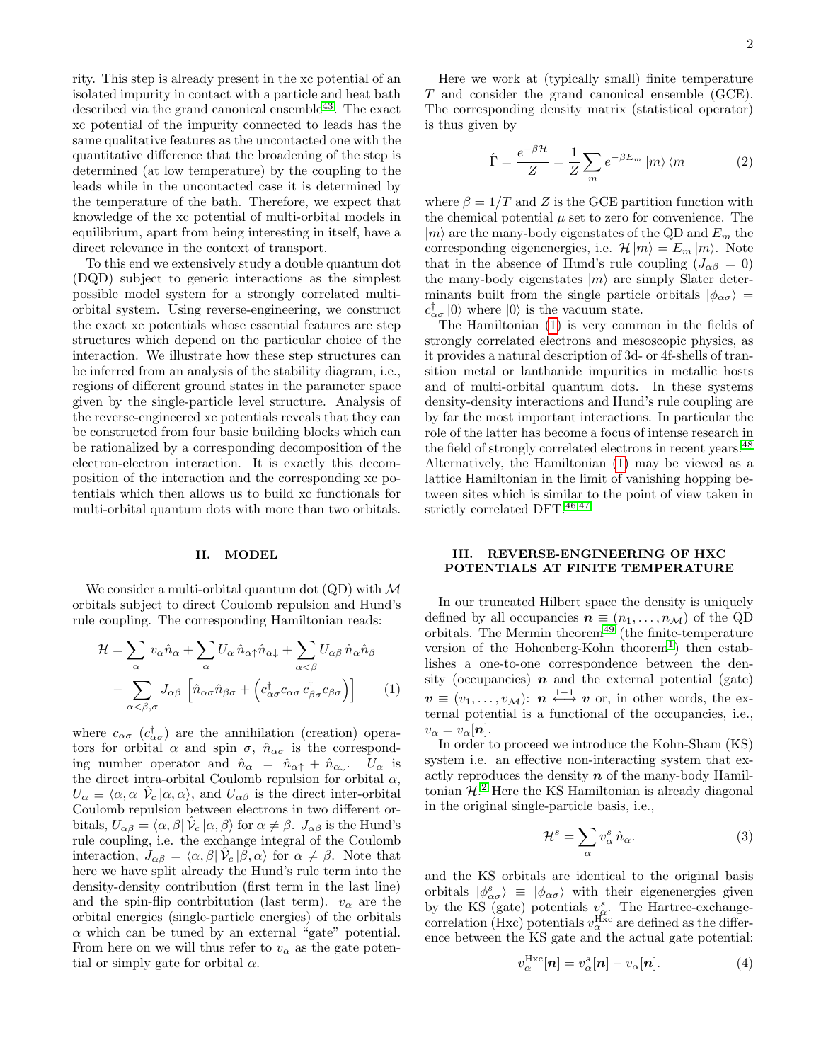rity. This step is already present in the xc potential of an isolated impurity in contact with a particle and heat bath described via the grand canonical ensemble[43]. The exact xc potential of the impurity connected to leads has the same qualitative features as the uncontacted one with the quantitative difference that the broadening of the step is determined (at low temperature) by the coupling to the leads while in the uncontacted case it is determined by the temperature of the bath. Therefore, we expect that knowledge of the xc potential of multi-orbital models in equilibrium, apart from being interesting in itself, have a direct relevance in the context of transport.

To this end we extensively study a double quantum dot (DQD) subject to generic interactions as the simplest possible model system for a strongly correlated multi-orbital system. Using reverse-engineering, we construct the exact xc potentials whose essential features are step structures which depend on the particular choice of the interaction. We illustrate how these step structures can be inferred from an analysis of the stability diagram, i.e., regions of different ground states in the parameter space given by the single-particle level structure. Analysis of the reverse-engineered xc potentials reveals that they can be constructed from four basic building blocks which can be rationalized by a corresponding decomposition of the electron-electron interaction. It is exactly this decomposition of the interaction and the corresponding xc potentials which then allows us to build xc functionals for multi-orbital quantum dots with more than two orbitals.

## II. MODEL

We consider a multi-orbital quantum dot (QD) with $\mathcal{M}$ orbitals subject to direct Coulomb repulsion and Hund's rule coupling. The corresponding Hamiltonian reads:

$$
\begin{aligned}
\mathcal{H} = \sum_{\alpha} v_\alpha \hat{n}_\alpha + \sum_{\alpha} U_\alpha \, \hat{n}_{\alpha\uparrow}\hat{n}_{\alpha\downarrow} + \sum_{\alpha<\beta} U_{\alpha\beta}\, \hat{n}_\alpha \hat{n}_\beta \\
- \sum_{\alpha<\beta,\sigma} J_{\alpha\beta} \left[ \hat{n}_{\alpha\sigma}\hat{n}_{\beta\sigma} + \left( c^\dagger_{\alpha\sigma} c_{\alpha\bar{\sigma}}\, c^\dagger_{\beta\bar{\sigma}} c_{\beta\sigma} \right) \right]
\end{aligned} \tag{1}
$$

where $c_{\alpha\sigma}$ ($c^\dagger_{\alpha\sigma}$) are the annihilation (creation) operators for orbital $\alpha$ and spin $\sigma$, $\hat{n}_{\alpha\sigma}$ is the corresponding number operator and $\hat{n}_\alpha = \hat{n}_{\alpha\uparrow} + \hat{n}_{\alpha\downarrow}$. $U_\alpha$ is the direct intra-orbital Coulomb repulsion for orbital $\alpha$, $U_\alpha \equiv \langle \alpha,\alpha | \hat{\mathcal{V}}_c | \alpha,\alpha\rangle$, and $U_{\alpha\beta}$ is the direct inter-orbital Coulomb repulsion between electrons in two different orbitals, $U_{\alpha\beta} = \langle \alpha,\beta | \hat{\mathcal{V}}_c | \alpha,\beta\rangle$ for $\alpha \neq \beta$. $J_{\alpha\beta}$ is the Hund's rule coupling, i.e. the exchange integral of the Coulomb interaction, $J_{\alpha\beta} = \langle \alpha,\beta | \hat{\mathcal{V}}_c | \beta,\alpha\rangle$ for $\alpha \neq \beta$. Note that here we have split already the Hund's rule term into the density-density contribution (first term in the last line) and the spin-flip contrbitution (last term). $v_\alpha$ are the orbital energies (single-particle energies) of the orbitals $\alpha$ which can be tuned by an external "gate" potential. From here on we will thus refer to $v_\alpha$ as the gate potential or simply gate for orbital $\alpha$.

Here we work at (typically small) finite temperature $T$ and consider the grand canonical ensemble (GCE). The corresponding density matrix (statistical operator) is thus given by

$$
\hat{\Gamma} = \frac{e^{-\beta\mathcal{H}}}{Z} = \frac{1}{Z}\sum_m e^{-\beta E_m} |m\rangle\langle m| \tag{2}
$$

where $\beta = 1/T$ and $Z$ is the GCE partition function with the chemical potential $\mu$ set to zero for convenience. The $|m\rangle$ are the many-body eigenstates of the QD and $E_m$ the corresponding eigenenergies, i.e. $\mathcal{H}|m\rangle = E_m|m\rangle$. Note that in the absence of Hund's rule coupling ($J_{\alpha\beta} = 0$) the many-body eigenstates $|m\rangle$ are simply Slater determinants built from the single particle orbitals $|\phi_{\alpha\sigma}\rangle = c^\dagger_{\alpha\sigma}|0\rangle$ where $|0\rangle$ is the vacuum state.

The Hamiltonian (1) is very common in the fields of strongly correlated electrons and mesoscopic physics, as it provides a natural description of 3d- or 4f-shells of transition metal or lanthanide impurities in metallic hosts and of multi-orbital quantum dots. In these systems density-density interactions and Hund's rule coupling are by far the most important interactions. In particular the role of the latter has become a focus of intense research in the field of strongly correlated electrons in recent years.[48] Alternatively, the Hamiltonian (1) may be viewed as a lattice Hamiltonian in the limit of vanishing hopping between sites which is similar to the point of view taken in strictly correlated DFT.[46,47]

## III. REVERSE-ENGINEERING OF HXC POTENTIALS AT FINITE TEMPERATURE

In our truncated Hilbert space the density is uniquely defined by all occupancies $\boldsymbol{n} \equiv (n_1, \ldots, n_{\mathcal{M}})$ of the QD orbitals. The Mermin theorem[49] (the finite-temperature version of the Hohenberg-Kohn theorem[1]) then establishes a one-to-one correspondence between the density (occupancies) $\boldsymbol{n}$ and the external potential (gate) $\boldsymbol{v} \equiv (v_1, \ldots, v_{\mathcal{M}})$: $\boldsymbol{n} \overset{1-1}{\longleftrightarrow} \boldsymbol{v}$ or, in other words, the external potential is a functional of the occupancies, i.e., $v_\alpha = v_\alpha[\boldsymbol{n}]$.

In order to proceed we introduce the Kohn-Sham (KS) system i.e. an effective non-interacting system that exactly reproduces the density $\boldsymbol{n}$ of the many-body Hamiltonian $\mathcal{H}$.[2] Here the KS Hamiltonian is already diagonal in the original single-particle basis, i.e.,

$$
\mathcal{H}^s = \sum_\alpha v^s_\alpha \, \hat{n}_\alpha. \tag{3}
$$

and the KS orbitals are identical to the original basis orbitals $|\phi^s_{\alpha\sigma}\rangle \equiv |\phi_{\alpha\sigma}\rangle$ with their eigenenergies given by the KS (gate) potentials $v^s_\alpha$. The Hartree-exchange-correlation (Hxc) potentials $v^{\rm Hxc}_\alpha$ are defined as the difference between the KS gate and the actual gate potential:

$$
v^{\rm Hxc}_\alpha[\boldsymbol{n}] = v^s_\alpha[\boldsymbol{n}] - v_\alpha[\boldsymbol{n}]. \tag{4}
$$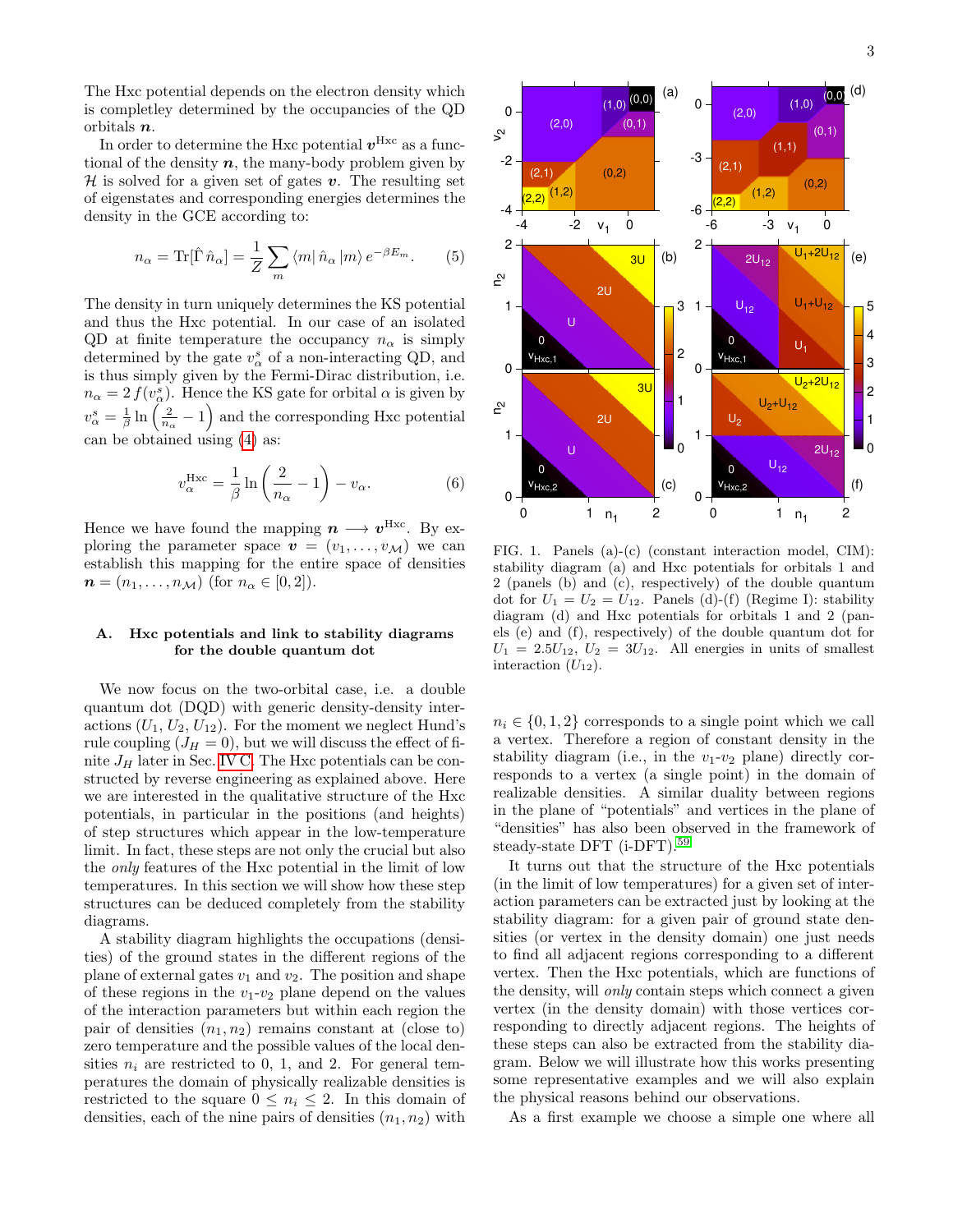The Hxc potential depends on the electron density which is completley determined by the occupancies of the QD orbitals $\boldsymbol{n}$.

In order to determine the Hxc potential $\boldsymbol{v}^{\mathrm{Hxc}}$ as a functional of the density $\boldsymbol{n}$, the many-body problem given by $\mathcal{H}$ is solved for a given set of gates $\boldsymbol{v}$. The resulting set of eigenstates and corresponding energies determines the density in the GCE according to:

$$n_\alpha = \mathrm{Tr}[\hat{\Gamma}\, \hat{n}_\alpha] = \frac{1}{Z}\sum_m \langle m|\, \hat{n}_\alpha\, |m\rangle\, e^{-\beta E_m}. \tag{5}$$

The density in turn uniquely determines the KS potential and thus the Hxc potential. In our case of an isolated QD at finite temperature the occupancy $n_\alpha$ is simply determined by the gate $v^s_\alpha$ of a non-interacting QD, and is thus simply given by the Fermi-Dirac distribution, i.e. $n_\alpha = 2\, f(v^s_\alpha)$. Hence the KS gate for orbital $\alpha$ is given by $v^s_\alpha = \frac{1}{\beta}\ln\left(\frac{2}{n_\alpha} - 1\right)$ and the corresponding Hxc potential can be obtained using (4) as:

$$v^{\mathrm{Hxc}}_\alpha = \frac{1}{\beta}\ln\left(\frac{2}{n_\alpha} - 1\right) - v_\alpha. \tag{6}$$

Hence we have found the mapping $\boldsymbol{n} \longrightarrow \boldsymbol{v}^{\mathrm{Hxc}}$. By exploring the parameter space $\boldsymbol{v} = (v_1, \ldots, v_{\mathcal{M}})$ we can establish this mapping for the entire space of densities $\boldsymbol{n} = (n_1, \ldots, n_{\mathcal{M}})$ (for $n_\alpha \in [0, 2]$).

### A. Hxc potentials and link to stability diagrams for the double quantum dot

We now focus on the two-orbital case, i.e. a double quantum dot (DQD) with generic density-density interactions ($U_1, U_2, U_{12}$). For the moment we neglect Hund's rule coupling ($J_H = 0$), but we will discuss the effect of finite $J_H$ later in Sec. IV C. The Hxc potentials can be constructed by reverse engineering as explained above. Here we are interested in the qualitative structure of the Hxc potentials, in particular in the positions (and heights) of step structures which appear in the low-temperature limit. In fact, these steps are not only the crucial but also the *only* features of the Hxc potential in the limit of low temperatures. In this section we will show how these step structures can be deduced completely from the stability diagrams.

A stability diagram highlights the occupations (densities) of the ground states in the different regions of the plane of external gates $v_1$ and $v_2$. The position and shape of these regions in the $v_1$-$v_2$ plane depend on the values of the interaction parameters but within each region the pair of densities $(n_1, n_2)$ remains constant at (close to) zero temperature and the possible values of the local densities $n_i$ are restricted to 0, 1, and 2. For general temperatures the domain of physically realizable densities is restricted to the square $0 \leq n_i \leq 2$. In this domain of densities, each of the nine pairs of densities $(n_1, n_2)$ with $n_i \in \{0, 1, 2\}$ corresponds to a single point which we call a vertex. Therefore a region of constant density in the stability diagram (i.e., in the $v_1$-$v_2$ plane) directly corresponds to a vertex (a single point) in the domain of realizable densities. A similar duality between regions in the plane of "potentials" and vertices in the plane of "densities" has also been observed in the framework of steady-state DFT (i-DFT).[59]

FIG. 1. Panels (a)-(c) (constant interaction model, CIM): stability diagram (a) and Hxc potentials for orbitals 1 and 2 (panels (b) and (c), respectively) of the double quantum dot for $U_1 = U_2 = U_{12}$. Panels (d)-(f) (Regime I): stability diagram (d) and Hxc potentials for orbitals 1 and 2 (panels (e) and (f), respectively) of the double quantum dot for $U_1 = 2.5U_{12}$, $U_2 = 3U_{12}$. All energies in units of smallest interaction ($U_{12}$).

It turns out that the structure of the Hxc potentials (in the limit of low temperatures) for a given set of interaction parameters can be extracted just by looking at the stability diagram: for a given pair of ground state densities (or vertex in the density domain) one just needs to find all adjacent regions corresponding to a different vertex. Then the Hxc potentials, which are functions of the density, will *only* contain steps which connect a given vertex (in the density domain) with those vertices corresponding to directly adjacent regions. The heights of these steps can also be extracted from the stability diagram. Below we will illustrate how this works presenting some representative examples and we will also explain the physical reasons behind our observations.

As a first example we choose a simple one where all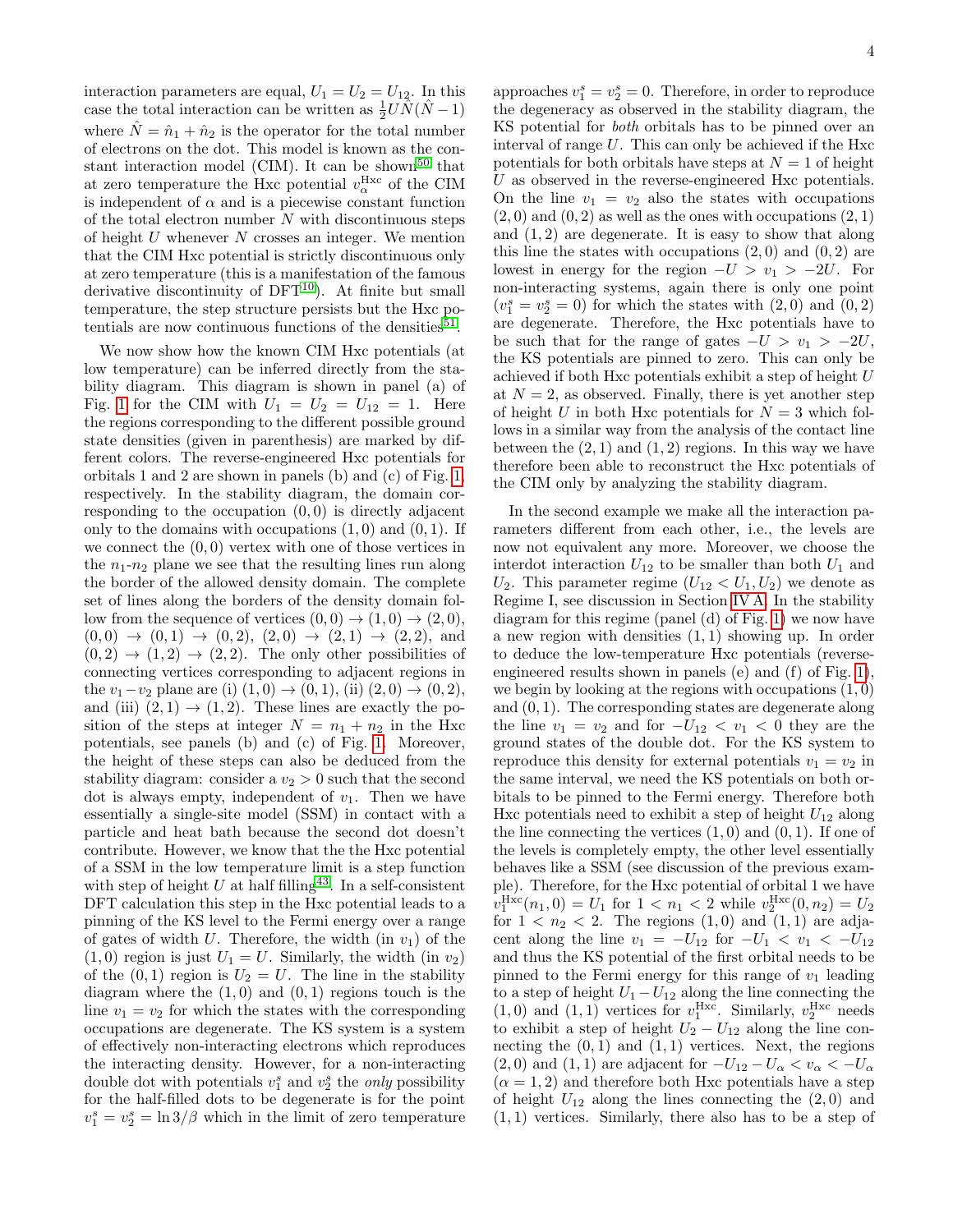interaction parameters are equal, $U_1 = U_2 = U_{12}$. In this case the total interaction can be written as $\frac{1}{2}U\hat{N}(\hat{N}-1)$ where $\hat{N} = \hat{n}_1 + \hat{n}_2$ is the operator for the total number of electrons on the dot. This model is known as the constant interaction model (CIM). It can be shown[50] that at zero temperature the Hxc potential $v_\alpha^{\rm Hxc}$ of the CIM is independent of $\alpha$ and is a piecewise constant function of the total electron number $N$ with discontinuous steps of height $U$ whenever $N$ crosses an integer. We mention that the CIM Hxc potential is strictly discontinuous only at zero temperature (this is a manifestation of the famous derivative discontinuity of DFT[10]). At finite but small temperature, the step structure persists but the Hxc potentials are now continuous functions of the densities[51].

We now show how the known CIM Hxc potentials (at low temperature) can be inferred directly from the stability diagram. This diagram is shown in panel (a) of Fig. 1 for the CIM with $U_1 = U_2 = U_{12} = 1$. Here the regions corresponding to the different possible ground state densities (given in parenthesis) are marked by different colors. The reverse-engineered Hxc potentials for orbitals 1 and 2 are shown in panels (b) and (c) of Fig. 1, respectively. In the stability diagram, the domain corresponding to the occupation $(0,0)$ is directly adjacent only to the domains with occupations $(1,0)$ and $(0,1)$. If we connect the $(0,0)$ vertex with one of those vertices in the $n_1$-$n_2$ plane we see that the resulting lines run along the border of the allowed density domain. The complete set of lines along the borders of the density domain follow from the sequence of vertices $(0,0)\to(1,0)\to(2,0)$, $(0,0)\to(0,1)\to(0,2)$, $(2,0)\to(2,1)\to(2,2)$, and $(0,2)\to(1,2)\to(2,2)$. The only other possibilities of connecting vertices corresponding to adjacent regions in the $v_1-v_2$ plane are (i) $(1,0)\to(0,1)$, (ii) $(2,0)\to(0,2)$, and (iii) $(2,1)\to(1,2)$. These lines are exactly the position of the steps at integer $N = n_1+n_2$ in the Hxc potentials, see panels (b) and (c) of Fig. 1. Moreover, the height of these steps can also be deduced from the stability diagram: consider a $v_2 > 0$ such that the second dot is always empty, independent of $v_1$. Then we have essentially a single-site model (SSM) in contact with a particle and heat bath because the second dot doesn't contribute. However, we know that the the Hxc potential of a SSM in the low temperature limit is a step function with step of height $U$ at half filling[43]. In a self-consistent DFT calculation this step in the Hxc potential leads to a pinning of the KS level to the Fermi energy over a range of gates of width $U$. Therefore, the width (in $v_1$) of the $(1,0)$ region is just $U_1 = U$. Similarly, the width (in $v_2$) of the $(0,1)$ region is $U_2 = U$. The line in the stability diagram where the $(1,0)$ and $(0,1)$ regions touch is the line $v_1 = v_2$ for which the states with the corresponding occupations are degenerate. The KS system is a system of effectively non-interacting electrons which reproduces the interacting density. However, for a non-interacting double dot with potentials $v_1^s$ and $v_2^s$ the *only* possibility for the half-filled dots to be degenerate is for the point $v_1^s = v_2^s = \ln 3/\beta$ which in the limit of zero temperature approaches $v_1^s = v_2^s = 0$. Therefore, in order to reproduce the degeneracy as observed in the stability diagram, the KS potential for *both* orbitals has to be pinned over an interval of range $U$. This can only be achieved if the Hxc potentials for both orbitals have steps at $N = 1$ of height $U$ as observed in the reverse-engineered Hxc potentials. On the line $v_1 = v_2$ also the states with occupations $(2,0)$ and $(0,2)$ as well as the ones with occupations $(2,1)$ and $(1,2)$ are degenerate. It is easy to show that along this line the states with occupations $(2,0)$ and $(0,2)$ are lowest in energy for the region $-U > v_1 > -2U$. For non-interacting systems, again there is only one point ($v_1^s = v_2^s = 0$) for which the states with $(2,0)$ and $(0,2)$ are degenerate. Therefore, the Hxc potentials have to be such that for the range of gates $-U > v_1 > -2U$, the KS potentials are pinned to zero. This can only be achieved if both Hxc potentials exhibit a step of height $U$ at $N = 2$, as observed. Finally, there is yet another step of height $U$ in both Hxc potentials for $N = 3$ which follows in a similar way from the analysis of the contact line between the $(2,1)$ and $(1,2)$ regions. In this way we have therefore been able to reconstruct the Hxc potentials of the CIM only by analyzing the stability diagram.

In the second example we make all the interaction parameters different from each other, i.e., the levels are now not equivalent any more. Moreover, we choose the interdot interaction $U_{12}$ to be smaller than both $U_1$ and $U_2$. This parameter regime ($U_{12} < U_1, U_2$) we denote as Regime I, see discussion in Section IV A. In the stability diagram for this regime (panel (d) of Fig. 1) we now have a new region with densities $(1,1)$ showing up. In order to deduce the low-temperature Hxc potentials (reverse-engineered results shown in panels (e) and (f) of Fig. 1), we begin by looking at the regions with occupations $(1,0)$ and $(0,1)$. The corresponding states are degenerate along the line $v_1 = v_2$ and for $-U_{12} < v_1 < 0$ they are the ground states of the double dot. For the KS system to reproduce this density for external potentials $v_1 = v_2$ in the same interval, we need the KS potentials on both orbitals to be pinned to the Fermi energy. Therefore both Hxc potentials need to exhibit a step of height $U_{12}$ along the line connecting the vertices $(1,0)$ and $(0,1)$. If one of the levels is completely empty, the other level essentially behaves like a SSM (see discussion of the previous example). Therefore, for the Hxc potential of orbital 1 we have $v_1^{\rm Hxc}(n_1,0) = U_1$ for $1 < n_1 < 2$ while $v_2^{\rm Hxc}(0,n_2) = U_2$ for $1 < n_2 < 2$. The regions $(1,0)$ and $(1,1)$ are adjacent along the line $v_1 = -U_{12}$ for $-U_1 < v_1 < -U_{12}$ and thus the KS potential of the first orbital needs to be pinned to the Fermi energy for this range of $v_1$ leading to a step of height $U_1 - U_{12}$ along the line connecting the $(1,0)$ and $(1,1)$ vertices for $v_1^{\rm Hxc}$. Similarly, $v_2^{\rm Hxc}$ needs to exhibit a step of height $U_2 - U_{12}$ along the line connecting the $(0,1)$ and $(1,1)$ vertices. Next, the regions $(2,0)$ and $(1,1)$ are adjacent for $-U_{12} - U_\alpha < v_\alpha < -U_\alpha$ ($\alpha = 1,2$) and therefore both Hxc potentials have a step of height $U_{12}$ along the lines connecting the $(2,0)$ and $(1,1)$ vertices. Similarly, there also has to be a step of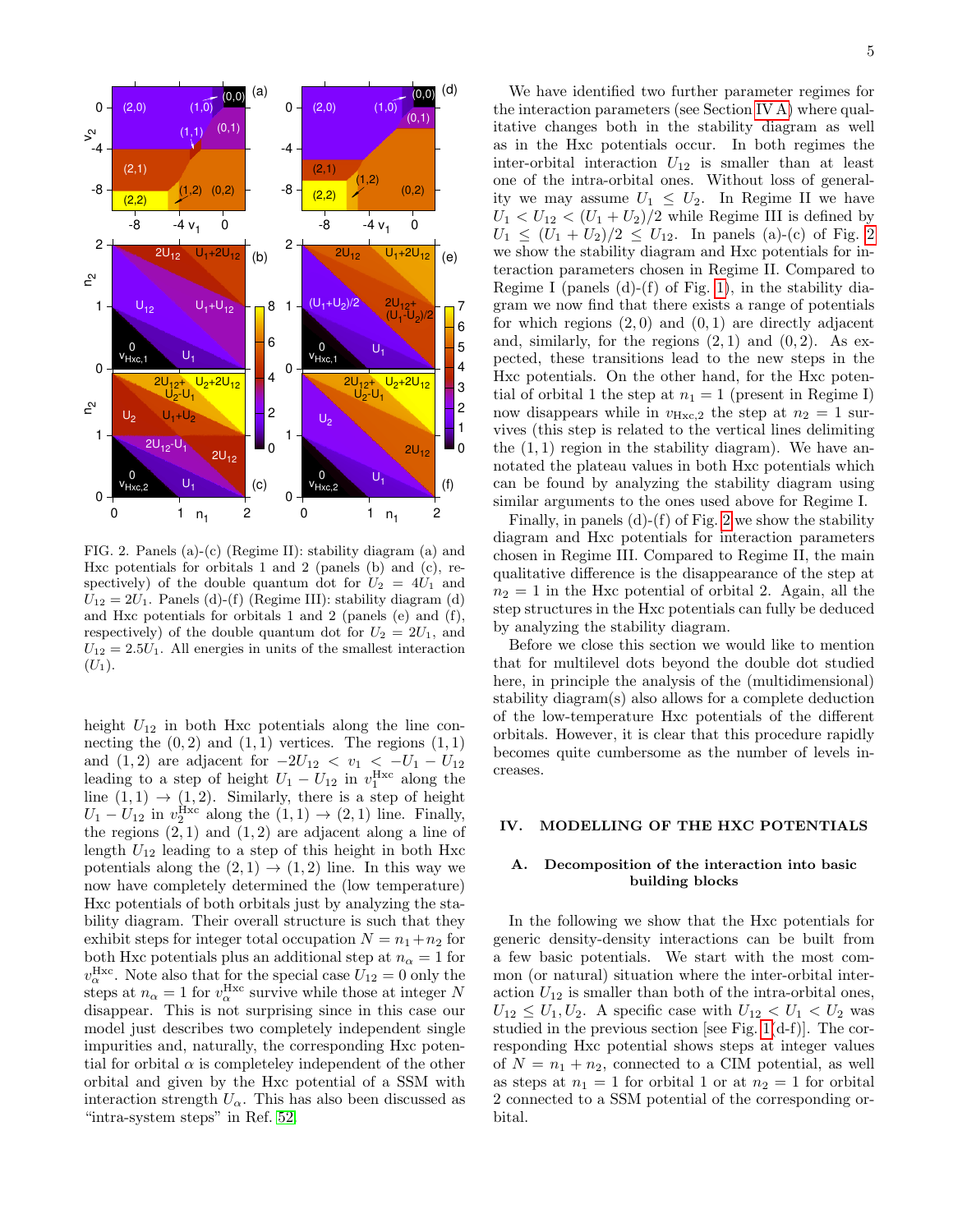FIG. 2. Panels (a)-(c) (Regime II): stability diagram (a) and Hxc potentials for orbitals 1 and 2 (panels (b) and (c), respectively) of the double quantum dot for $U_2 = 4U_1$ and $U_{12} = 2U_1$. Panels (d)-(f) (Regime III): stability diagram (d) and Hxc potentials for orbitals 1 and 2 (panels (e) and (f), respectively) of the double quantum dot for $U_2 = 2U_1$, and $U_{12} = 2.5U_1$. All energies in units of the smallest interaction ($U_1$).

height $U_{12}$ in both Hxc potentials along the line connecting the $(0, 2)$ and $(1, 1)$ vertices. The regions $(1, 1)$ and $(1, 2)$ are adjacent for $-2U_{12} < v_1 < -U_1 - U_{12}$ leading to a step of height $U_1 - U_{12}$ in $v_1^{\rm Hxc}$ along the line $(1, 1) \to (1, 2)$. Similarly, there is a step of height $U_1 - U_{12}$ in $v_2^{\rm Hxc}$ along the $(1, 1) \to (2, 1)$ line. Finally, the regions $(2, 1)$ and $(1, 2)$ are adjacent along a line of length $U_{12}$ leading to a step of this height in both Hxc potentials along the $(2, 1) \to (1, 2)$ line. In this way we now have completely determined the (low temperature) Hxc potentials of both orbitals just by analyzing the stability diagram. Their overall structure is such that they exhibit steps for integer total occupation $N = n_1 + n_2$ for both Hxc potentials plus an additional step at $n_\alpha = 1$ for $v_\alpha^{\rm Hxc}$. Note also that for the special case $U_{12} = 0$ only the steps at $n_\alpha = 1$ for $v_\alpha^{\rm Hxc}$ survive while those at integer $N$ disappear. This is not surprising since in this case our model just describes two completely independent single impurities and, naturally, the corresponding Hxc potential for orbital $\alpha$ is completeley independent of the other orbital and given by the Hxc potential of a SSM with interaction strength $U_\alpha$. This has also been discussed as "intra-system steps" in Ref. [52].

We have identified two further parameter regimes for the interaction parameters (see Section IV A) where qualitative changes both in the stability diagram as well as in the Hxc potentials occur. In both regimes the inter-orbital interaction $U_{12}$ is smaller than at least one of the intra-orbital ones. Without loss of generality we may assume $U_1 \leq U_2$. In Regime II we have $U_1 < U_{12} < (U_1 + U_2)/2$ while Regime III is defined by $U_1 \leq (U_1 + U_2)/2 \leq U_{12}$. In panels (a)-(c) of Fig. 2 we show the stability diagram and Hxc potentials for interaction parameters chosen in Regime II. Compared to Regime I (panels (d)-(f) of Fig. 1), in the stability diagram we now find that there exists a range of potentials for which regions $(2, 0)$ and $(0, 1)$ are directly adjacent and, similarly, for the regions $(2, 1)$ and $(0, 2)$. As expected, these transitions lead to the new steps in the Hxc potentials. On the other hand, for the Hxc potential of orbital 1 the step at $n_1 = 1$ (present in Regime I) now disappears while in $v_{{\rm Hxc},2}$ the step at $n_2 = 1$ survives (this step is related to the vertical lines delimiting the $(1, 1)$ region in the stability diagram). We have annotated the plateau values in both Hxc potentials which can be found by analyzing the stability diagram using similar arguments to the ones used above for Regime I.

Finally, in panels (d)-(f) of Fig. 2 we show the stability diagram and Hxc potentials for interaction parameters chosen in Regime III. Compared to Regime II, the main qualitative difference is the disappearance of the step at $n_2 = 1$ in the Hxc potential of orbital 2. Again, all the step structures in the Hxc potentials can fully be deduced by analyzing the stability diagram.

Before we close this section we would like to mention that for multilevel dots beyond the double dot studied here, in principle the analysis of the (multidimensional) stability diagram(s) also allows for a complete deduction of the low-temperature Hxc potentials of the different orbitals. However, it is clear that this procedure rapidly becomes quite cumbersome as the number of levels increases.

## IV. MODELLING OF THE HXC POTENTIALS

### A. Decomposition of the interaction into basic building blocks

In the following we show that the Hxc potentials for generic density-density interactions can be built from a few basic potentials. We start with the most common (or natural) situation where the inter-orbital interaction $U_{12}$ is smaller than both of the intra-orbital ones, $U_{12} \leq U_1, U_2$. A specific case with $U_{12} < U_1 < U_2$ was studied in the previous section [see Fig. 1(d-f)]. The corresponding Hxc potential shows steps at integer values of $N = n_1 + n_2$, connected to a CIM potential, as well as steps at $n_1 = 1$ for orbital 1 or at $n_2 = 1$ for orbital 2 connected to a SSM potential of the corresponding orbital.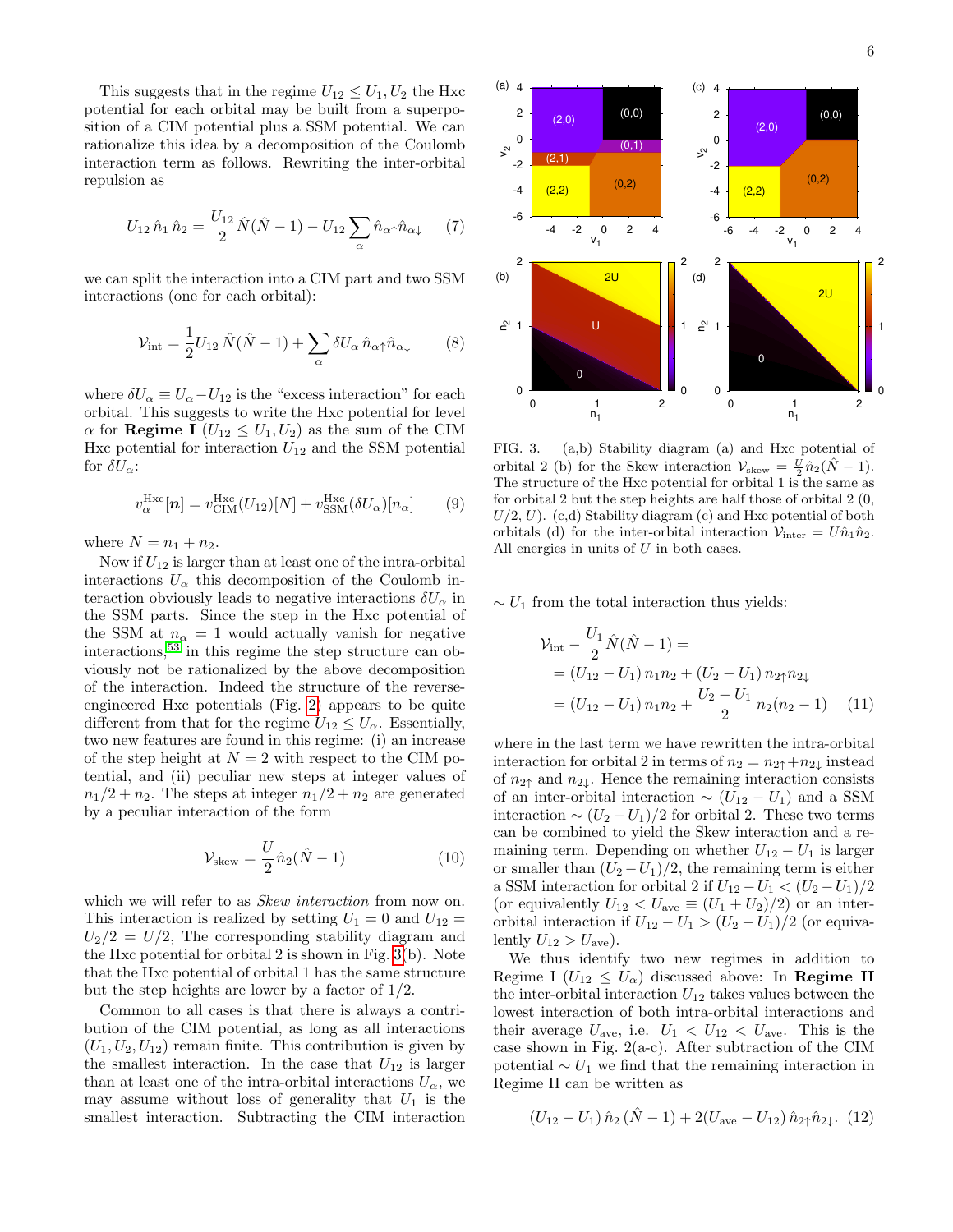This suggests that in the regime $U_{12} \le U_1, U_2$ the Hxc potential for each orbital may be built from a superposition of a CIM potential plus a SSM potential. We can rationalize this idea by a decomposition of the Coulomb interaction term as follows. Rewriting the inter-orbital repulsion as

$$U_{12}\, \hat{n}_1\, \hat{n}_2 = \frac{U_{12}}{2} \hat{N}(\hat{N}-1) - U_{12} \sum_{\alpha} \hat{n}_{\alpha\uparrow}\hat{n}_{\alpha\downarrow} \tag{7}$$

we can split the interaction into a CIM part and two SSM interactions (one for each orbital):

$$\mathcal{V}_{\rm int} = \frac{1}{2} U_{12}\, \hat{N}(\hat{N}-1) + \sum_{\alpha} \delta U_{\alpha}\, \hat{n}_{\alpha\uparrow}\hat{n}_{\alpha\downarrow} \tag{8}$$

where $\delta U_\alpha \equiv U_\alpha - U_{12}$ is the "excess interaction" for each orbital. This suggests to write the Hxc potential for level $\alpha$ for **Regime I** ($U_{12} \le U_1, U_2$) as the sum of the CIM Hxc potential for interaction $U_{12}$ and the SSM potential for $\delta U_\alpha$:

$$v_{\alpha}^{\rm Hxc}[\boldsymbol{n}] = v_{\rm CIM}^{\rm Hxc}(U_{12})[N] + v_{\rm SSM}^{\rm Hxc}(\delta U_{\alpha})[n_\alpha] \tag{9}$$

where $N = n_1 + n_2$.

Now if $U_{12}$ is larger than at least one of the intra-orbital interactions $U_\alpha$ this decomposition of the Coulomb interaction obviously leads to negative interactions $\delta U_\alpha$ in the SSM parts. Since the step in the Hxc potential of the SSM at $n_\alpha = 1$ would actually vanish for negative interactions,[53] in this regime the step structure can obviously not be rationalized by the above decomposition of the interaction. Indeed the structure of the reverse-engineered Hxc potentials (Fig. 2) appears to be quite different from that for the regime $U_{12} \le U_\alpha$. Essentially, two new features are found in this regime: (i) an increase of the step height at $N = 2$ with respect to the CIM potential, and (ii) peculiar new steps at integer values of $n_1/2 + n_2$. The steps at integer $n_1/2 + n_2$ are generated by a peculiar interaction of the form

$$\mathcal{V}_{\rm skew} = \frac{U}{2} \hat{n}_2 (\hat{N} - 1) \tag{10}$$

which we will refer to as *Skew interaction* from now on. This interaction is realized by setting $U_1 = 0$ and $U_{12} = U_2/2 = U/2$, The corresponding stability diagram and the Hxc potential for orbital 2 is shown in Fig. 3(b). Note that the Hxc potential of orbital 1 has the same structure but the step heights are lower by a factor of 1/2.

Common to all cases is that there is always a contribution of the CIM potential, as long as all interactions $(U_1, U_2, U_{12})$ remain finite. This contribution is given by the smallest interaction. In the case that $U_{12}$ is larger than at least one of the intra-orbital interactions $U_\alpha$, we may assume without loss of generality that $U_1$ is the smallest interaction. Subtracting the CIM interaction $\sim U_1$ from the total interaction thus yields:

$$\begin{aligned}
\mathcal{V}_{\rm int} - \frac{U_1}{2}\hat{N}(\hat{N}-1) &= \\
&= (U_{12} - U_1)\, n_1 n_2 + (U_2 - U_1)\, n_{2\uparrow} n_{2\downarrow} \\
&= (U_{12} - U_1)\, n_1 n_2 + \frac{U_2 - U_1}{2}\, n_2 (n_2 - 1)
\end{aligned} \tag{11}$$

where in the last term we have rewritten the intra-orbital interaction for orbital 2 in terms of $n_2 = n_{2\uparrow} + n_{2\downarrow}$ instead of $n_{2\uparrow}$ and $n_{2\downarrow}$. Hence the remaining interaction consists of an inter-orbital interaction $\sim (U_{12} - U_1)$ and a SSM interaction $\sim (U_2 - U_1)/2$ for orbital 2. These two terms can be combined to yield the Skew interaction and a remaining term. Depending on whether $U_{12} - U_1$ is larger or smaller than $(U_2 - U_1)/2$, the remaining term is either a SSM interaction for orbital 2 if $U_{12} - U_1 < (U_2 - U_1)/2$ (or equivalently $U_{12} < U_{\rm ave} \equiv (U_1 + U_2)/2$) or an inter-orbital interaction if $U_{12} - U_1 > (U_2 - U_1)/2$ (or equivalently $U_{12} > U_{\rm ave}$).

We thus identify two new regimes in addition to Regime I ($U_{12} \le U_\alpha$) discussed above: In **Regime II** the inter-orbital interaction $U_{12}$ takes values between the lowest interaction of both intra-orbital interactions and their average $U_{\rm ave}$, i.e. $U_1 < U_{12} < U_{\rm ave}$. This is the case shown in Fig. 2(a-c). After subtraction of the CIM potential $\sim U_1$ we find that the remaining interaction in Regime II can be written as

$$(U_{12} - U_1)\, \hat{n}_2\, (\hat{N} - 1) + 2(U_{\rm ave} - U_{12})\, \hat{n}_{2\uparrow}\hat{n}_{2\downarrow}. \tag{12}$$

FIG. 3. (a,b) Stability diagram (a) and Hxc potential of orbital 2 (b) for the Skew interaction $\mathcal{V}_{\rm skew} = \frac{U}{2}\hat{n}_2(\hat{N}-1)$. The structure of the Hxc potential for orbital 1 is the same as for orbital 2 but the step heights are half those of orbital 2 (0, $U/2$, $U$). (c,d) Stability diagram (c) and Hxc potential of both orbitals (d) for the inter-orbital interaction $\mathcal{V}_{\rm inter} = U\hat{n}_1\hat{n}_2$. All energies in units of $U$ in both cases.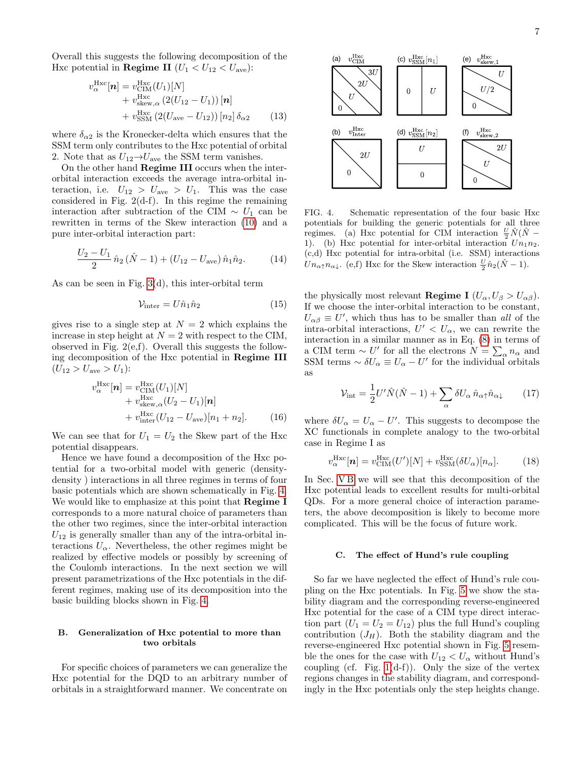Overall this suggests the following decomposition of the Hxc potential in **Regime II** ($U_1 < U_{12} < U_{\rm ave}$):

$$
\begin{aligned}
v_\alpha^{\rm Hxc}[\boldsymbol{n}] &= v_{\rm CIM}^{\rm Hxc}(U_1)[N] \\
&+ v_{{\rm skew},\alpha}^{\rm Hxc}\left(2(U_{12}-U_1)\right)[\boldsymbol{n}] \\
&+ v_{\rm SSM}^{\rm Hxc}\left(2(U_{\rm ave}-U_{12})\right)[n_2]\,\delta_{\alpha 2} \qquad (13)
\end{aligned}
$$

where $\delta_{\alpha 2}$ is the Kronecker-delta which ensures that the SSM term only contributes to the Hxc potential of orbital 2. Note that as $U_{12} \to U_{\rm ave}$ the SSM term vanishes.

On the other hand **Regime III** occurs when the inter-orbital interaction exceeds the average intra-orbital interaction, i.e. $U_{12} > U_{\rm ave} > U_1$. This was the case considered in Fig. 2(d-f). In this regime the remaining interaction after subtraction of the CIM $\sim U_1$ can be rewritten in terms of the Skew interaction (10) and a pure inter-orbital interaction part:

$$
\frac{U_2 - U_1}{2}\,\hat{n}_2\,(\hat{N}-1) + (U_{12} - U_{\rm ave})\,\hat{n}_1\hat{n}_2. \qquad (14)
$$

As can be seen in Fig. 3(d), this inter-orbital term

$$
\mathcal{V}_{\rm inter} = U\hat{n}_1\hat{n}_2 \qquad (15)
$$

gives rise to a single step at $N = 2$ which explains the increase in step height at $N = 2$ with respect to the CIM, observed in Fig. 2(e,f). Overall this suggests the following decomposition of the Hxc potential in **Regime III** ($U_{12} > U_{\rm ave} > U_1$):

$$
\begin{aligned}
v_\alpha^{\rm Hxc}[\boldsymbol{n}] &= v_{\rm CIM}^{\rm Hxc}(U_1)[N] \\
&+ v_{{\rm skew},\alpha}^{\rm Hxc}(U_2 - U_1)[\boldsymbol{n}] \\
&+ v_{\rm inter}^{\rm Hxc}(U_{12} - U_{\rm ave})[n_1 + n_2]. \qquad (16)
\end{aligned}
$$

We can see that for $U_1 = U_2$ the Skew part of the Hxc potential disappears.

Hence we have found a decomposition of the Hxc potential for a two-orbital model with generic (density-density ) interactions in all three regimes in terms of four basic potentials which are shown schematically in Fig. 4. We would like to emphasize at this point that **Regime I** corresponds to a more natural choice of parameters than the other two regimes, since the inter-orbital interaction $U_{12}$ is generally smaller than any of the intra-orbital interactions $U_\alpha$. Nevertheless, the other regimes might be realized by effective models or possibly by screening of the Coulomb interactions. In the next section we will present parametrizations of the Hxc potentials in the different regimes, making use of its decomposition into the basic building blocks shown in Fig. 4.

### B. Generalization of Hxc potential to more than two orbitals

For specific choices of parameters we can generalize the Hxc potential for the DQD to an arbitrary number of orbitals in a straightforward manner. We concentrate on the physically most relevant **Regime I** ($U_\alpha, U_\beta > U_{\alpha\beta}$). If we choose the inter-orbital interaction to be constant, $U_{\alpha\beta} \equiv U'$, which thus has to be smaller than *all* of the intra-orbital interactions, $U' < U_\alpha$, we can rewrite the interaction in a similar manner as in Eq. (8) in terms of a CIM term $\sim U'$ for all the electrons $N = \sum_\alpha n_\alpha$ and SSM terms $\sim \delta U_\alpha \equiv U_\alpha - U'$ for the individual orbitals as

$$
\mathcal{V}_{\rm int} = \frac{1}{2}U'\hat{N}(\hat{N}-1) + \sum_\alpha \delta U_\alpha\,\hat{n}_{\alpha\uparrow}\hat{n}_{\alpha\downarrow} \qquad (17)
$$

where $\delta U_\alpha = U_\alpha - U'$. This suggests to decompose the XC functionals in complete analogy to the two-orbital case in Regime I as

$$
v_\alpha^{\rm Hxc}[\boldsymbol{n}] = v_{\rm CIM}^{\rm Hxc}(U')[N] + v_{\rm SSM}^{\rm Hxc}(\delta U_\alpha)[n_\alpha]. \qquad (18)
$$

In Sec. V B we will see that this decomposition of the Hxc potential leads to excellent results for multi-orbital QDs. For a more general choice of interaction parameters, the above decomposition is likely to become more complicated. This will be the focus of future work.

FIG. 4. Schematic representation of the four basic Hxc potentials for building the generic potentials for all three regimes. (a) Hxc potential for CIM interaction $\frac{U}{2}\hat{N}(\hat{N}-1)$. (b) Hxc potential for inter-orbital interaction $Un_1n_2$. (c,d) Hxc potential for intra-orbital (i.e. SSM) interactions $Un_{\alpha\uparrow}n_{\alpha\downarrow}$. (e,f) Hxc for the Skew interaction $\frac{U}{2}\hat{n}_2(\hat{N}-1)$.

### C. The effect of Hund's rule coupling

So far we have neglected the effect of Hund's rule coupling on the Hxc potentials. In Fig. 5 we show the stability diagram and the corresponding reverse-engineered Hxc potential for the case of a CIM type direct interaction part ($U_1 = U_2 = U_{12}$) plus the full Hund's coupling contribution ($J_H$). Both the stability diagram and the reverse-engineered Hxc potential shown in Fig. 5 resemble the ones for the case with $U_{12} < U_\alpha$ without Hund's coupling (cf. Fig. 1(d-f)). Only the size of the vertex regions changes in the stability diagram, and correspondingly in the Hxc potentials only the step heights change.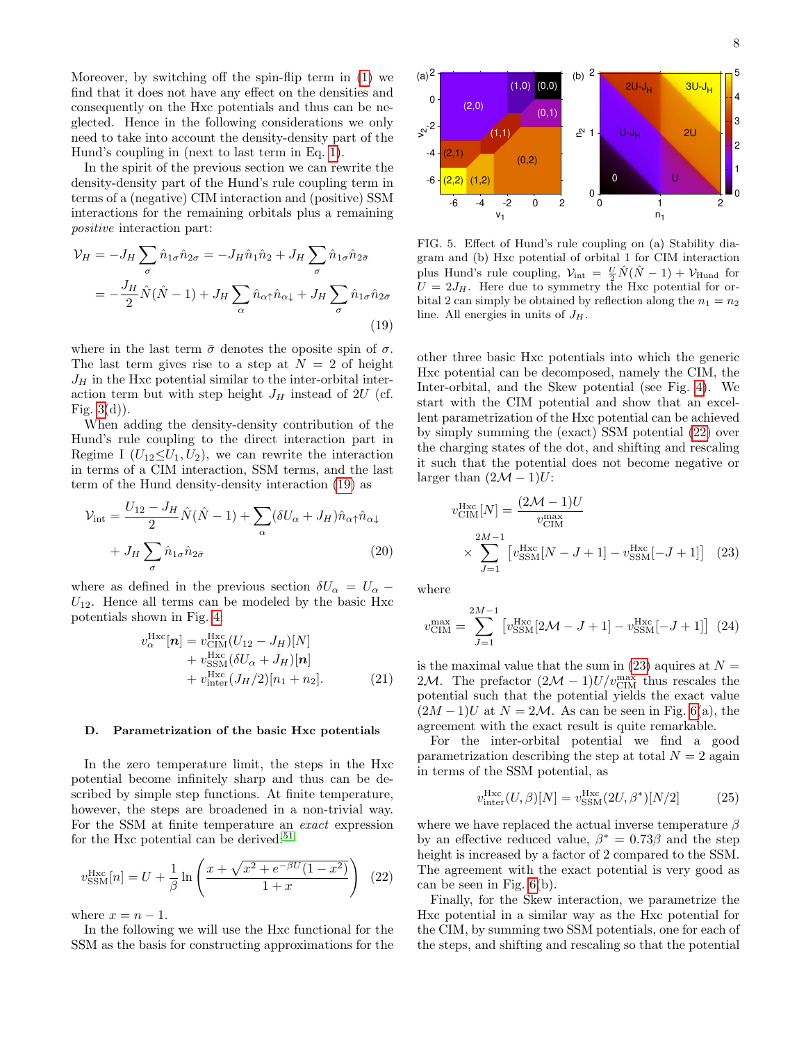Moreover, by switching off the spin-flip term in (1) we find that it does not have any effect on the densities and consequently on the Hxc potentials and thus can be neglected. Hence in the following considerations we only need to take into account the density-density part of the Hund's coupling in (next to last term in Eq. 1).

In the spirit of the previous section we can rewrite the density-density part of the Hund's rule coupling term in terms of a (negative) CIM interaction and (positive) SSM interactions for the remaining orbitals plus a remaining *positive* interaction part:

$$
\begin{aligned}
\mathcal{V}_H &= -J_H \sum_\sigma \hat{n}_{1\sigma}\hat{n}_{2\sigma} = -J_H \hat{n}_1\hat{n}_2 + J_H \sum_\sigma \hat{n}_{1\sigma}\hat{n}_{2\bar{\sigma}} \\
&= -\frac{J_H}{2}\hat{N}(\hat{N}-1) + J_H \sum_\alpha \hat{n}_{\alpha\uparrow}\hat{n}_{\alpha\downarrow} + J_H \sum_\sigma \hat{n}_{1\sigma}\hat{n}_{2\bar{\sigma}}
\end{aligned}
\tag{19}
$$

where in the last term $\bar{\sigma}$ denotes the oposite spin of $\sigma$. The last term gives rise to a step at $N = 2$ of height $J_H$ in the Hxc potential similar to the inter-orbital interaction term but with step height $J_H$ instead of $2U$ (cf. Fig. 3(d)).

When adding the density-density contribution of the Hund's rule coupling to the direct interaction part in Regime I ($U_{12} \leq U_1, U_2$), we can rewrite the interaction in terms of a CIM interaction, SSM terms, and the last term of the Hund density-density interaction (19) as

$$
\begin{aligned}
\mathcal{V}_{\rm int} &= \frac{U_{12} - J_H}{2}\hat{N}(\hat{N}-1) + \sum_\alpha (\delta U_\alpha + J_H)\hat{n}_{\alpha\uparrow}\hat{n}_{\alpha\downarrow} \\
&\quad + J_H \sum_\sigma \hat{n}_{1\sigma}\hat{n}_{2\bar{\sigma}}
\end{aligned}
\tag{20}
$$

where as defined in the previous section $\delta U_\alpha = U_\alpha - U_{12}$. Hence all terms can be modeled by the basic Hxc potentials shown in Fig. 4:

$$
\begin{aligned}
v_\alpha^{\rm Hxc}[\boldsymbol{n}] &= v_{\rm CIM}^{\rm Hxc}(U_{12} - J_H)[N] \\
&\quad + v_{\rm SSM}^{\rm Hxc}(\delta U_\alpha + J_H)[\boldsymbol{n}] \\
&\quad + v_{\rm inter}^{\rm Hxc}(J_H/2)[n_1 + n_2].
\end{aligned}
\tag{21}
$$

### D. Parametrization of the basic Hxc potentials

In the zero temperature limit, the steps in the Hxc potential become infinitely sharp and thus can be described by simple step functions. At finite temperature, however, the steps are broadened in a non-trivial way. For the SSM at finite temperature an *exact* expression for the Hxc potential can be derived:[51]

$$
v_{\rm SSM}^{\rm Hxc}[n] = U + \frac{1}{\beta}\ln\left(\frac{x + \sqrt{x^2 + e^{-\beta U}(1 - x^2)}}{1 + x}\right)
\tag{22}
$$

where $x = n - 1$.

In the following we will use the Hxc functional for the SSM as the basis for constructing approximations for the other three basic Hxc potentials into which the generic Hxc potential can be decomposed, namely the CIM, the Inter-orbital, and the Skew potential (see Fig. 4). We start with the CIM potential and show that an excellent parametrization of the Hxc potential can be achieved by simply summing the (exact) SSM potential (22) over the charging states of the dot, and shifting and rescaling it such that the potential does not become negative or larger than $(2\mathcal{M} - 1)U$:

$$
\begin{aligned}
v_{\rm CIM}^{\rm Hxc}[N] &= \frac{(2\mathcal{M}-1)U}{v_{\rm CIM}^{\max}} \\
&\quad \times \sum_{J=1}^{2M-1}\left[v_{\rm SSM}^{\rm Hxc}[N - J + 1] - v_{\rm SSM}^{\rm Hxc}[-J + 1]\right]
\end{aligned}
\tag{23}
$$

where

$$
v_{\rm CIM}^{\max} = \sum_{J=1}^{2M-1}\left[v_{\rm SSM}^{\rm Hxc}[2\mathcal{M} - J + 1] - v_{\rm SSM}^{\rm Hxc}[-J + 1]\right]
\tag{24}
$$

is the maximal value that the sum in (23) aquires at $N = 2\mathcal{M}$. The prefactor $(2\mathcal{M} - 1)U/v_{\rm CIM}^{\max}$ thus rescales the potential such that the potential yields the exact value $(2M - 1)U$ at $N = 2\mathcal{M}$. As can be seen in Fig. 6(a), the agreement with the exact result is quite remarkable.

For the inter-orbital potential we find a good parametrization describing the step at total $N = 2$ again in terms of the SSM potential, as

$$
v_{\rm inter}^{\rm Hxc}(U, \beta)[N] = v_{\rm SSM}^{\rm Hxc}(2U, \beta^*)[N/2]
\tag{25}
$$

where we have replaced the actual inverse temperature $\beta$ by an effective reduced value, $\beta^* = 0.73\beta$ and the step height is increased by a factor of 2 compared to the SSM. The agreement with the exact potential is very good as can be seen in Fig. 6(b).

Finally, for the Skew interaction, we parametrize the Hxc potential in a similar way as the Hxc potential for the CIM, by summing two SSM potentials, one for each of the steps, and shifting and rescaling so that the potential

FIG. 5. Effect of Hund's rule coupling on (a) Stability diagram and (b) Hxc potential of orbital 1 for CIM interaction plus Hund's rule coupling, $\mathcal{V}_{\rm int} = \frac{U}{2}\hat{N}(\hat{N}-1) + \mathcal{V}_{\rm Hund}$ for $U = 2J_H$. Here due to symmetry the Hxc potential for orbital 2 can simply be obtained by reflection along the $n_1 = n_2$ line. All energies in units of $J_H$.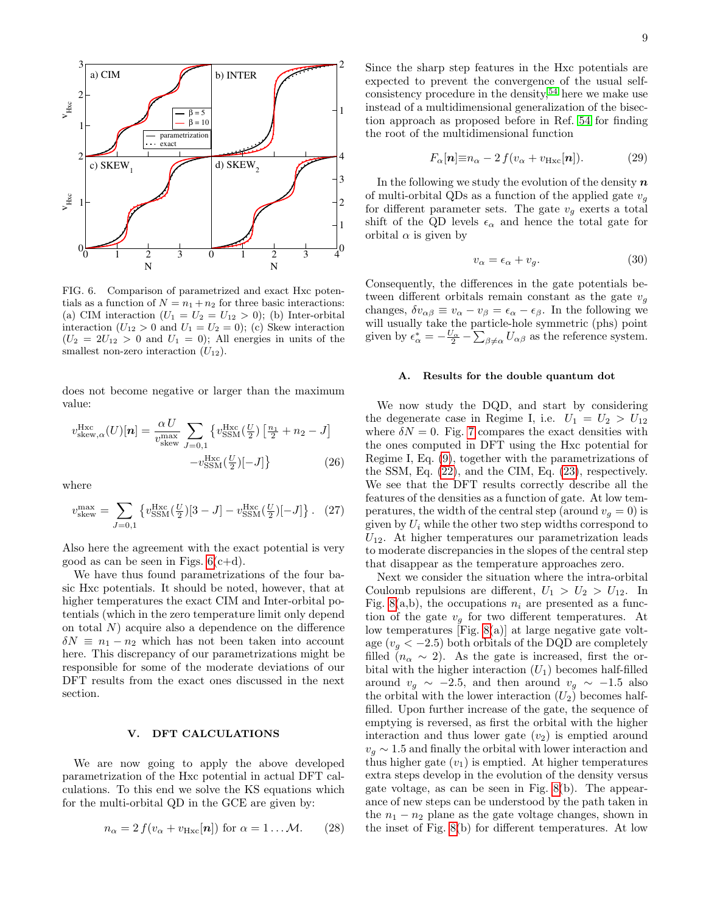FIG. 6. Comparison of parametrized and exact Hxc potentials as a function of $N = n_1 + n_2$ for three basic interactions: (a) CIM interaction ($U_1 = U_2 = U_{12} > 0$); (b) Inter-orbital interaction ($U_{12} > 0$ and $U_1 = U_2 = 0$); (c) Skew interaction ($U_2 = 2U_{12} > 0$ and $U_1 = 0$); All energies in units of the smallest non-zero interaction ($U_{12}$).

does not become negative or larger than the maximum value:

$$v^{\rm Hxc}_{{\rm skew},\alpha}(U)[\boldsymbol{n}] = \frac{\alpha\, U}{v^{\max}_{\rm skew}} \sum_{J=0,1} \left\{ v^{\rm Hxc}_{\rm SSM}(\tfrac{U}{2}) \left[\tfrac{n_1}{2} + n_2 - J\right] - v^{\rm Hxc}_{\rm SSM}(\tfrac{U}{2})[-J] \right\} \tag{26}$$

where

$$v^{\max}_{\rm skew} = \sum_{J=0,1} \left\{ v^{\rm Hxc}_{\rm SSM}(\tfrac{U}{2})[3-J] - v^{\rm Hxc}_{\rm SSM}(\tfrac{U}{2})[-J] \right\}. \tag{27}$$

Also here the agreement with the exact potential is very good as can be seen in Figs. 6(c+d).

We have thus found parametrizations of the four basic Hxc potentials. It should be noted, however, that at higher temperatures the exact CIM and Inter-orbital potentials (which in the zero temperature limit only depend on total $N$) acquire also a dependence on the difference $\delta N \equiv n_1 - n_2$ which has not been taken into account here. This discrepancy of our parametrizations might be responsible for some of the moderate deviations of our DFT results from the exact ones discussed in the next section.

## V. DFT CALCULATIONS

We are now going to apply the above developed parametrization of the Hxc potential in actual DFT calculations. To this end we solve the KS equations which for the multi-orbital QD in the GCE are given by:

$$n_\alpha = 2\, f(v_\alpha + v_{\rm Hxc}[\boldsymbol{n}]) \text{ for } \alpha = 1 \ldots \mathcal{M}. \tag{28}$$

Since the sharp step features in the Hxc potentials are expected to prevent the convergence of the usual self-consistency procedure in the density,[54] here we make use instead of a multidimensional generalization of the bisection approach as proposed before in Ref. 54 for finding the root of the multidimensional function

$$F_\alpha[\boldsymbol{n}] \equiv n_\alpha - 2\, f(v_\alpha + v_{\rm Hxc}[\boldsymbol{n}]). \tag{29}$$

In the following we study the evolution of the density $\boldsymbol{n}$ of multi-orbital QDs as a function of the applied gate $v_g$ for different parameter sets. The gate $v_g$ exerts a total shift of the QD levels $\epsilon_\alpha$ and hence the total gate for orbital $\alpha$ is given by

$$v_\alpha = \epsilon_\alpha + v_g. \tag{30}$$

Consequently, the differences in the gate potentials between different orbitals remain constant as the gate $v_g$ changes, $\delta v_{\alpha\beta} \equiv v_\alpha - v_\beta = \epsilon_\alpha - \epsilon_\beta$. In the following we will usually take the particle-hole symmetric (phs) point given by $\epsilon^*_\alpha = -\frac{U_\alpha}{2} - \sum_{\beta\neq\alpha} U_{\alpha\beta}$ as the reference system.

### A. Results for the double quantum dot

We now study the DQD, and start by considering the degenerate case in Regime I, i.e. $U_1 = U_2 > U_{12}$ where $\delta N = 0$. Fig. 7 compares the exact densities with the ones computed in DFT using the Hxc potential for Regime I, Eq. (9), together with the parametrizations of the SSM, Eq. (22), and the CIM, Eq. (23), respectively. We see that the DFT results correctly describe all the features of the densities as a function of gate. At low temperatures, the width of the central step (around $v_g = 0$) is given by $U_i$ while the other two step widths correspond to $U_{12}$. At higher temperatures our parametrization leads to moderate discrepancies in the slopes of the central step that disappear as the temperature approaches zero.

Next we consider the situation where the intra-orbital Coulomb repulsions are different, $U_1 > U_2 > U_{12}$. In Fig. 8(a,b), the occupations $n_i$ are presented as a function of the gate $v_g$ for two different temperatures. At low temperatures [Fig. 8(a)] at large negative gate voltage ($v_g < -2.5$) both orbitals of the DQD are completely filled ($n_\alpha \sim 2$). As the gate is increased, first the orbital with the higher interaction ($U_1$) becomes half-filled around $v_g \sim -2.5$, and then around $v_g \sim -1.5$ also the orbital with the lower interaction ($U_2$) becomes half-filled. Upon further increase of the gate, the sequence of emptying is reversed, as first the orbital with the higher interaction and thus lower gate ($v_2$) is emptied around $v_g \sim 1.5$ and finally the orbital with lower interaction and thus higher gate ($v_1$) is emptied. At higher temperatures extra steps develop in the evolution of the density versus gate voltage, as can be seen in Fig. 8(b). The appearance of new steps can be understood by the path taken in the $n_1 - n_2$ plane as the gate voltage changes, shown in the inset of Fig. 8(b) for different temperatures. At low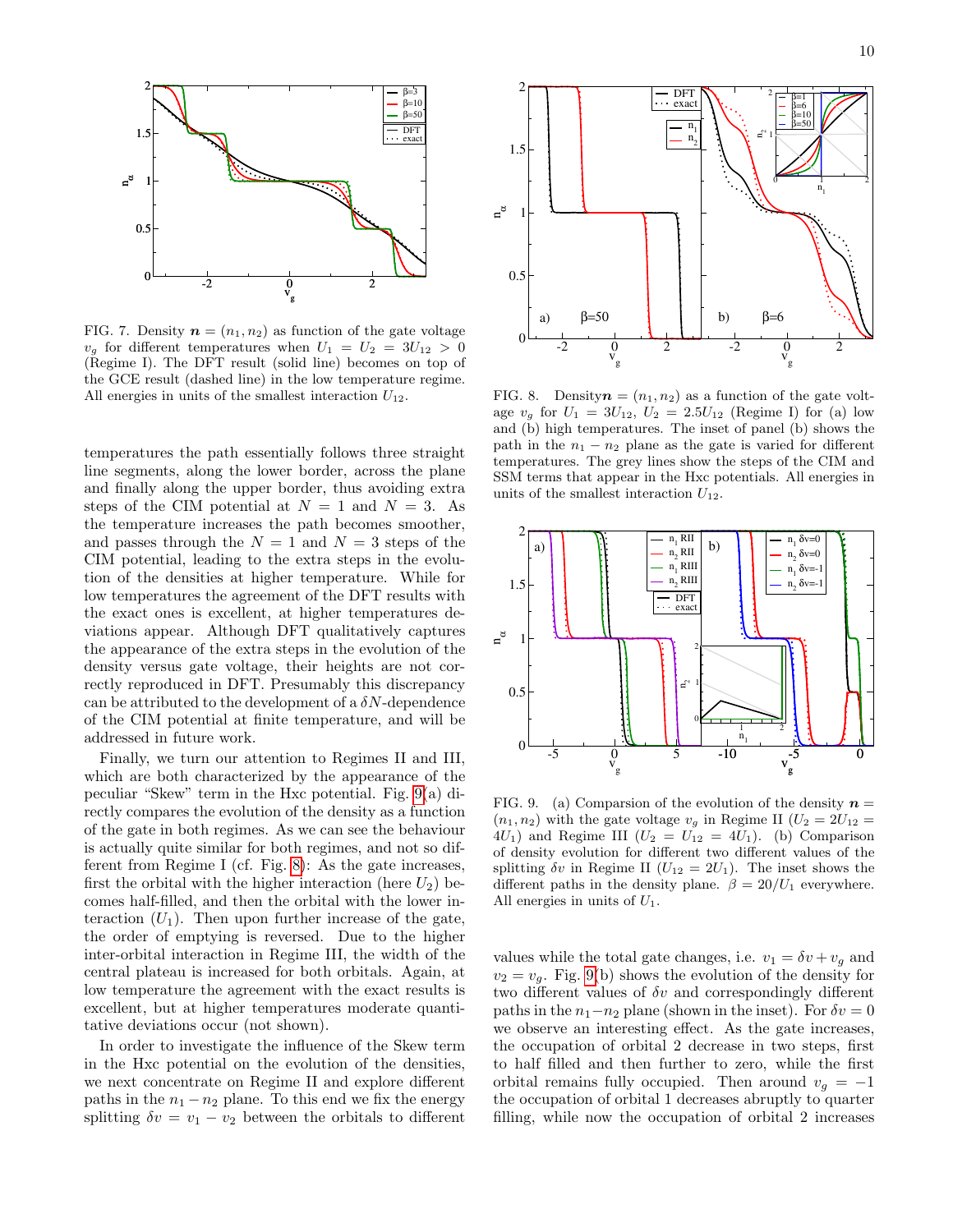FIG. 7. Density $\boldsymbol{n} = (n_1, n_2)$ as function of the gate voltage $v_g$ for different temperatures when $U_1 = U_2 = 3U_{12} > 0$ (Regime I). The DFT result (solid line) becomes on top of the GCE result (dashed line) in the low temperature regime. All energies in units of the smallest interaction $U_{12}$.

temperatures the path essentially follows three straight line segments, along the lower border, across the plane and finally along the upper border, thus avoiding extra steps of the CIM potential at $N = 1$ and $N = 3$. As the temperature increases the path becomes smoother, and passes through the $N = 1$ and $N = 3$ steps of the CIM potential, leading to the extra steps in the evolution of the densities at higher temperature. While for low temperatures the agreement of the DFT results with the exact ones is excellent, at higher temperatures deviations appear. Although DFT qualitatively captures the appearance of the extra steps in the evolution of the density versus gate voltage, their heights are not correctly reproduced in DFT. Presumably this discrepancy can be attributed to the development of a $\delta N$-dependence of the CIM potential at finite temperature, and will be addressed in future work.

Finally, we turn our attention to Regimes II and III, which are both characterized by the appearance of the peculiar "Skew" term in the Hxc potential. Fig. 9(a) directly compares the evolution of the density as a function of the gate in both regimes. As we can see the behaviour is actually quite similar for both regimes, and not so different from Regime I (cf. Fig. 8): As the gate increases, first the orbital with the higher interaction (here $U_2$) becomes half-filled, and then the orbital with the lower interaction ($U_1$). Then upon further increase of the gate, the order of emptying is reversed. Due to the higher inter-orbital interaction in Regime III, the width of the central plateau is increased for both orbitals. Again, at low temperature the agreement with the exact results is excellent, but at higher temperatures moderate quantitative deviations occur (not shown).

In order to investigate the influence of the Skew term in the Hxc potential on the evolution of the densities, we next concentrate on Regime II and explore different paths in the $n_1 - n_2$ plane. To this end we fix the energy splitting $\delta v = v_1 - v_2$ between the orbitals to different values while the total gate changes, i.e. $v_1 = \delta v + v_g$ and $v_2 = v_g$. Fig. 9(b) shows the evolution of the density for two different values of $\delta v$ and correspondingly different paths in the $n_1 - n_2$ plane (shown in the inset). For $\delta v = 0$ we observe an interesting effect. As the gate increases, the occupation of orbital 2 decrease in two steps, first to half filled and then further to zero, while the first orbital remains fully occupied. Then around $v_g = -1$ the occupation of orbital 1 decreases abruptly to quarter filling, while now the occupation of orbital 2 increases

FIG. 8. Density $\boldsymbol{n} = (n_1, n_2)$ as a function of the gate voltage $v_g$ for $U_1 = 3U_{12}$, $U_2 = 2.5U_{12}$ (Regime I) for (a) low and (b) high temperatures. The inset of panel (b) shows the path in the $n_1 - n_2$ plane as the gate is varied for different temperatures. The grey lines show the steps of the CIM and SSM terms that appear in the Hxc potentials. All energies in units of the smallest interaction $U_{12}$.

FIG. 9. (a) Comparsion of the evolution of the density $\boldsymbol{n} = (n_1, n_2)$ with the gate voltage $v_g$ in Regime II ($U_2 = 2U_{12} = 4U_1$) and Regime III ($U_2 = U_{12} = 4U_1$). (b) Comparison of density evolution for different two different values of the splitting $\delta v$ in Regime II ($U_{12} = 2U_1$). The inset shows the different paths in the density plane. $\beta = 20/U_1$ everywhere. All energies in units of $U_1$.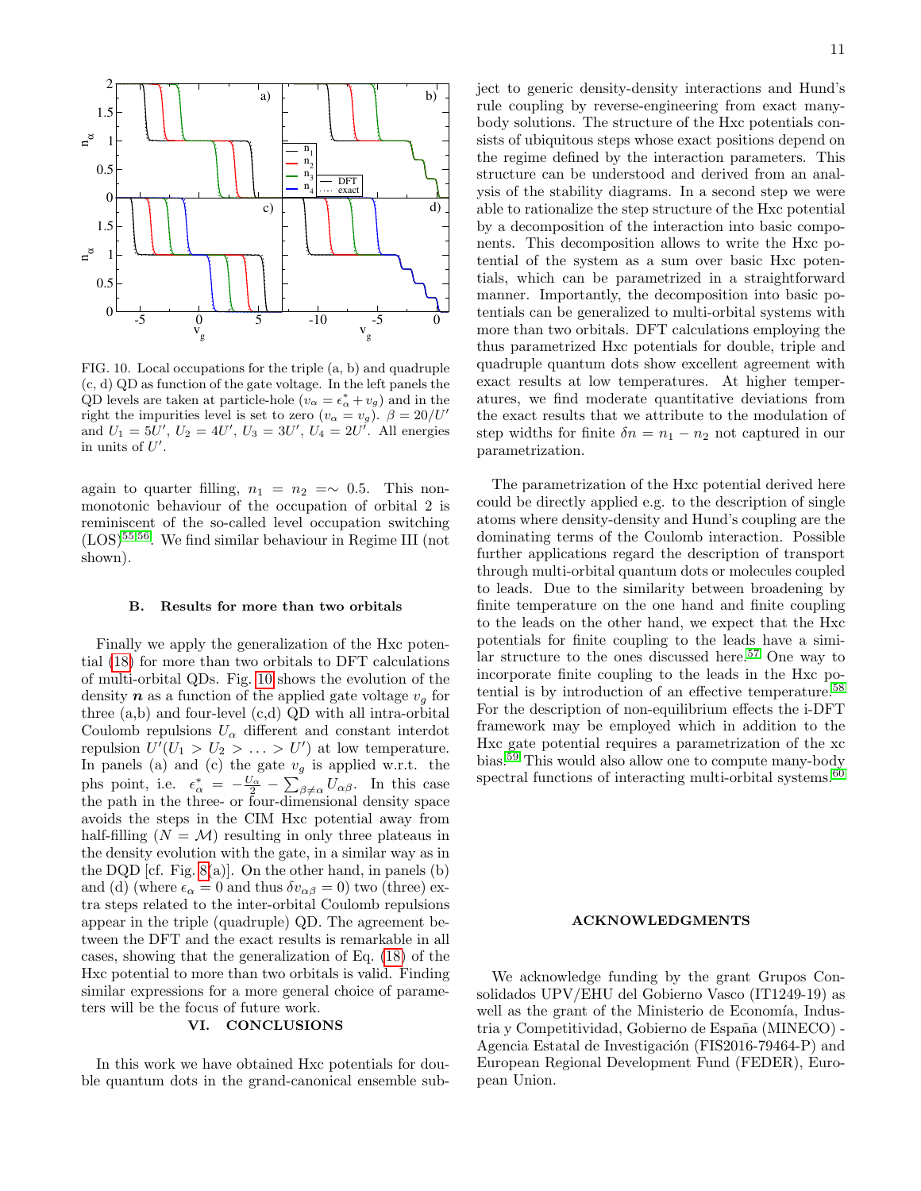FIG. 10. Local occupations for the triple (a, b) and quadruple (c, d) QD as function of the gate voltage. In the left panels the QD levels are taken at particle-hole ($v_\alpha = \epsilon^*_\alpha + v_g$) and in the right the impurities level is set to zero ($v_\alpha = v_g$). $\beta = 20/U'$ and $U_1 = 5U'$, $U_2 = 4U'$, $U_3 = 3U'$, $U_4 = 2U'$. All energies in units of $U'$.

again to quarter filling, $n_1 = n_2 =\sim 0.5$. This non-monotonic behaviour of the occupation of orbital 2 is reminiscent of the so-called level occupation switching (LOS)[55,56]. We find similar behaviour in Regime III (not shown).

### B. Results for more than two orbitals

Finally we apply the generalization of the Hxc potential (18) for more than two orbitals to DFT calculations of multi-orbital QDs. Fig. 10 shows the evolution of the density $\boldsymbol{n}$ as a function of the applied gate voltage $v_g$ for three (a,b) and four-level (c,d) QD with all intra-orbital Coulomb repulsions $U_\alpha$ different and constant interdot repulsion $U'(U_1 > U_2 > \ldots > U')$ at low temperature. In panels (a) and (c) the gate $v_g$ is applied w.r.t. the phs point, i.e. $\epsilon^*_\alpha = -\frac{U_\alpha}{2} - \sum_{\beta\neq\alpha} U_{\alpha\beta}$. In this case the path in the three- or four-dimensional density space avoids the steps in the CIM Hxc potential away from half-filling ($N = \mathcal{M}$) resulting in only three plateaus in the density evolution with the gate, in a similar way as in the DQD [cf. Fig. 8(a)]. On the other hand, in panels (b) and (d) (where $\epsilon_\alpha = 0$ and thus $\delta v_{\alpha\beta} = 0$) two (three) extra steps related to the inter-orbital Coulomb repulsions appear in the triple (quadruple) QD. The agreement between the DFT and the exact results is remarkable in all cases, showing that the generalization of Eq. (18) of the Hxc potential to more than two orbitals is valid. Finding similar expressions for a more general choice of parameters will be the focus of future work.

## VI. CONCLUSIONS

In this work we have obtained Hxc potentials for double quantum dots in the grand-canonical ensemble subject to generic density-density interactions and Hund's rule coupling by reverse-engineering from exact many-body solutions. The structure of the Hxc potentials consists of ubiquitous steps whose exact positions depend on the regime defined by the interaction parameters. This structure can be understood and derived from an analysis of the stability diagrams. In a second step we were able to rationalize the step structure of the Hxc potential by a decomposition of the interaction into basic components. This decomposition allows to write the Hxc potential of the system as a sum over basic Hxc potentials, which can be parametrized in a straightforward manner. Importantly, the decomposition into basic potentials can be generalized to multi-orbital systems with more than two orbitals. DFT calculations employing the thus parametrized Hxc potentials for double, triple and quadruple quantum dots show excellent agreement with exact results at low temperatures. At higher temperatures, we find moderate quantitative deviations from the exact results that we attribute to the modulation of step widths for finite $\delta n = n_1 - n_2$ not captured in our parametrization.

The parametrization of the Hxc potential derived here could be directly applied e.g. to the description of single atoms where density-density and Hund's coupling are the dominating terms of the Coulomb interaction. Possible further applications regard the description of transport through multi-orbital quantum dots or molecules coupled to leads. Due to the similarity between broadening by finite temperature on the one hand and finite coupling to the leads on the other hand, we expect that the Hxc potentials for finite coupling to the leads have a similar structure to the ones discussed here.[57] One way to incorporate finite coupling to the leads in the Hxc potential is by introduction of an effective temperature.[58] For the description of non-equilibrium effects the i-DFT framework may be employed which in addition to the Hxc gate potential requires a parametrization of the xc bias.[59] This would also allow one to compute many-body spectral functions of interacting multi-orbital systems.[60]

## ACKNOWLEDGMENTS

We acknowledge funding by the grant Grupos Consolidados UPV/EHU del Gobierno Vasco (IT1249-19) as well as the grant of the Ministerio de Economía, Industria y Competitividad, Gobierno de España (MINECO) - Agencia Estatal de Investigación (FIS2016-79464-P) and European Regional Development Fund (FEDER), European Union.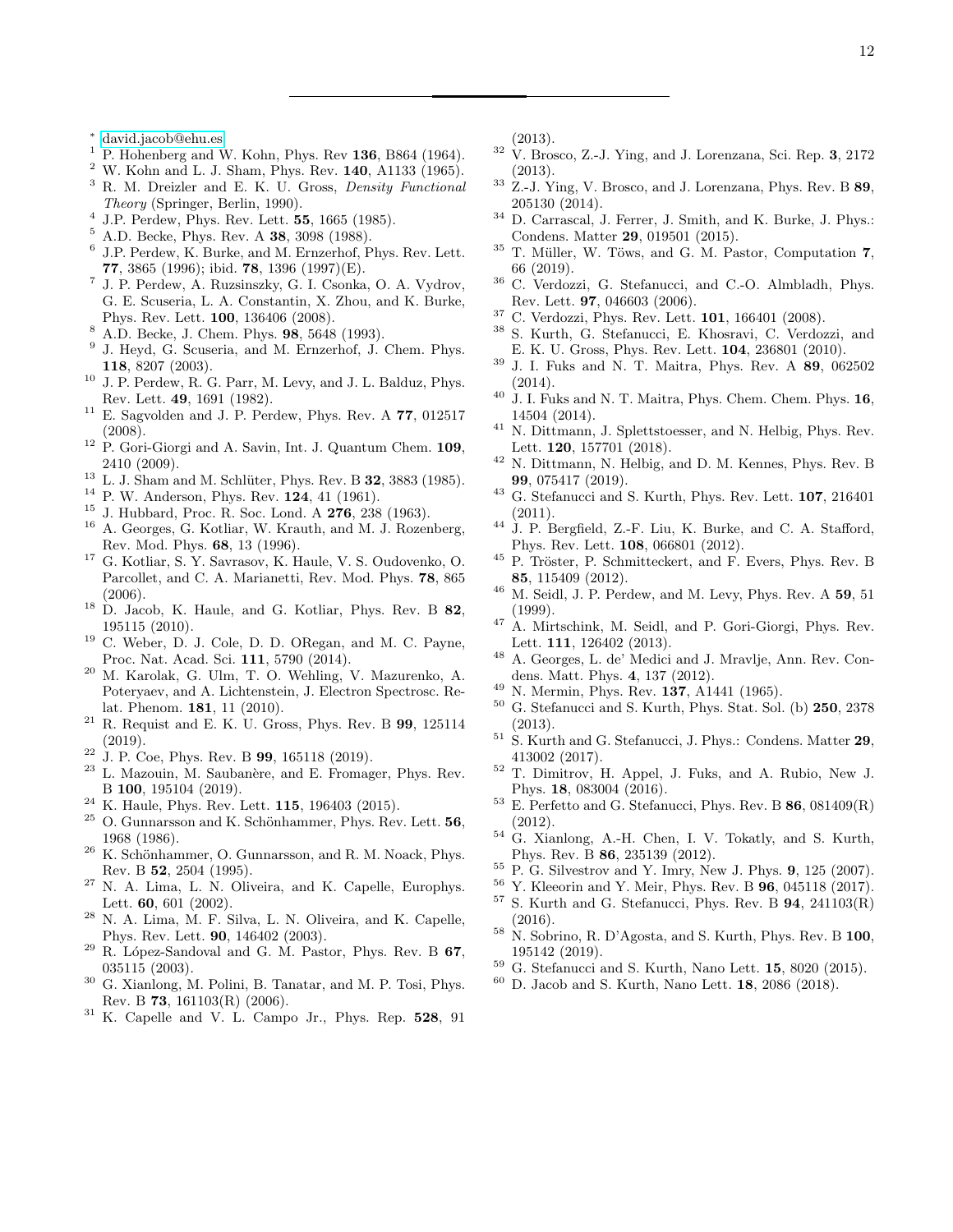\* david.jacob@ehu.es

[1] P. Hohenberg and W. Kohn, Phys. Rev **136**, B864 (1964).

[2] W. Kohn and L. J. Sham, Phys. Rev. **140**, A1133 (1965).

[3] R. M. Dreizler and E. K. U. Gross, *Density Functional Theory* (Springer, Berlin, 1990).

[4] J.P. Perdew, Phys. Rev. Lett. **55**, 1665 (1985).

[5] A.D. Becke, Phys. Rev. A **38**, 3098 (1988).

[6] J.P. Perdew, K. Burke, and M. Ernzerhof, Phys. Rev. Lett. **77**, 3865 (1996); ibid. **78**, 1396 (1997)(E).

[7] J. P. Perdew, A. Ruzsinszky, G. I. Csonka, O. A. Vydrov, G. E. Scuseria, L. A. Constantin, X. Zhou, and K. Burke, Phys. Rev. Lett. **100**, 136406 (2008).

[8] A.D. Becke, J. Chem. Phys. **98**, 5648 (1993).

[9] J. Heyd, G. Scuseria, and M. Ernzerhof, J. Chem. Phys. **118**, 8207 (2003).

[10] J. P. Perdew, R. G. Parr, M. Levy, and J. L. Balduz, Phys. Rev. Lett. **49**, 1691 (1982).

[11] E. Sagvolden and J. P. Perdew, Phys. Rev. A **77**, 012517 (2008).

[12] P. Gori-Giorgi and A. Savin, Int. J. Quantum Chem. **109**, 2410 (2009).

[13] L. J. Sham and M. Schlüter, Phys. Rev. B **32**, 3883 (1985).

[14] P. W. Anderson, Phys. Rev. **124**, 41 (1961).

[15] J. Hubbard, Proc. R. Soc. Lond. A **276**, 238 (1963).

[16] A. Georges, G. Kotliar, W. Krauth, and M. J. Rozenberg, Rev. Mod. Phys. **68**, 13 (1996).

[17] G. Kotliar, S. Y. Savrasov, K. Haule, V. S. Oudovenko, O. Parcollet, and C. A. Marianetti, Rev. Mod. Phys. **78**, 865 (2006).

[18] D. Jacob, K. Haule, and G. Kotliar, Phys. Rev. B **82**, 195115 (2010).

[19] C. Weber, D. J. Cole, D. D. ORegan, and M. C. Payne, Proc. Nat. Acad. Sci. **111**, 5790 (2014).

[20] M. Karolak, G. Ulm, T. O. Wehling, V. Mazurenko, A. Poteryaev, and A. Lichtenstein, J. Electron Spectrosc. Relat. Phenom. **181**, 11 (2010).

[21] R. Requist and E. K. U. Gross, Phys. Rev. B **99**, 125114 (2019).

[22] J. P. Coe, Phys. Rev. B **99**, 165118 (2019).

[23] L. Mazouin, M. Saubanère, and E. Fromager, Phys. Rev. B **100**, 195104 (2019).

[24] K. Haule, Phys. Rev. Lett. **115**, 196403 (2015).

[25] O. Gunnarsson and K. Schönhammer, Phys. Rev. Lett. **56**, 1968 (1986).

[26] K. Schönhammer, O. Gunnarsson, and R. M. Noack, Phys. Rev. B **52**, 2504 (1995).

[27] N. A. Lima, L. N. Oliveira, and K. Capelle, Europhys. Lett. **60**, 601 (2002).

[28] N. A. Lima, M. F. Silva, L. N. Oliveira, and K. Capelle, Phys. Rev. Lett. **90**, 146402 (2003).

[29] R. López-Sandoval and G. M. Pastor, Phys. Rev. B **67**, 035115 (2003).

[30] G. Xianlong, M. Polini, B. Tanatar, and M. P. Tosi, Phys. Rev. B **73**, 161103(R) (2006).

[31] K. Capelle and V. L. Campo Jr., Phys. Rep. **528**, 91 (2013).

[32] V. Brosco, Z.-J. Ying, and J. Lorenzana, Sci. Rep. **3**, 2172 (2013).

[33] Z.-J. Ying, V. Brosco, and J. Lorenzana, Phys. Rev. B **89**, 205130 (2014).

[34] D. Carrascal, J. Ferrer, J. Smith, and K. Burke, J. Phys.: Condens. Matter **29**, 019501 (2015).

[35] T. Müller, W. Töws, and G. M. Pastor, Computation **7**, 66 (2019).

[36] C. Verdozzi, G. Stefanucci, and C.-O. Almbladh, Phys. Rev. Lett. **97**, 046603 (2006).

[37] C. Verdozzi, Phys. Rev. Lett. **101**, 166401 (2008).

[38] S. Kurth, G. Stefanucci, E. Khosravi, C. Verdozzi, and E. K. U. Gross, Phys. Rev. Lett. **104**, 236801 (2010).

[39] J. I. Fuks and N. T. Maitra, Phys. Rev. A **89**, 062502 (2014).

[40] J. I. Fuks and N. T. Maitra, Phys. Chem. Chem. Phys. **16**, 14504 (2014).

[41] N. Dittmann, J. Splettstoesser, and N. Helbig, Phys. Rev. Lett. **120**, 157701 (2018).

[42] N. Dittmann, N. Helbig, and D. M. Kennes, Phys. Rev. B **99**, 075417 (2019).

[43] G. Stefanucci and S. Kurth, Phys. Rev. Lett. **107**, 216401 (2011).

[44] J. P. Bergfield, Z.-F. Liu, K. Burke, and C. A. Stafford, Phys. Rev. Lett. **108**, 066801 (2012).

[45] P. Tröster, P. Schmitteckert, and F. Evers, Phys. Rev. B **85**, 115409 (2012).

[46] M. Seidl, J. P. Perdew, and M. Levy, Phys. Rev. A **59**, 51 (1999).

[47] A. Mirtschink, M. Seidl, and P. Gori-Giorgi, Phys. Rev. Lett. **111**, 126402 (2013).

[48] A. Georges, L. de' Medici and J. Mravlje, Ann. Rev. Condens. Matt. Phys. **4**, 137 (2012).

[49] N. Mermin, Phys. Rev. **137**, A1441 (1965).

[50] G. Stefanucci and S. Kurth, Phys. Stat. Sol. (b) **250**, 2378 (2013).

[51] S. Kurth and G. Stefanucci, J. Phys.: Condens. Matter **29**, 413002 (2017).

[52] T. Dimitrov, H. Appel, J. Fuks, and A. Rubio, New J. Phys. **18**, 083004 (2016).

[53] E. Perfetto and G. Stefanucci, Phys. Rev. B **86**, 081409(R) (2012).

[54] G. Xianlong, A.-H. Chen, I. V. Tokatly, and S. Kurth, Phys. Rev. B **86**, 235139 (2012).

[55] P. G. Silvestrov and Y. Imry, New J. Phys. **9**, 125 (2007).

[56] Y. Kleeorin and Y. Meir, Phys. Rev. B **96**, 045118 (2017).

[57] S. Kurth and G. Stefanucci, Phys. Rev. B **94**, 241103(R) (2016).

[58] N. Sobrino, R. D'Agosta, and S. Kurth, Phys. Rev. B **100**, 195142 (2019).

[59] G. Stefanucci and S. Kurth, Nano Lett. **15**, 8020 (2015).

[60] D. Jacob and S. Kurth, Nano Lett. **18**, 2086 (2018).